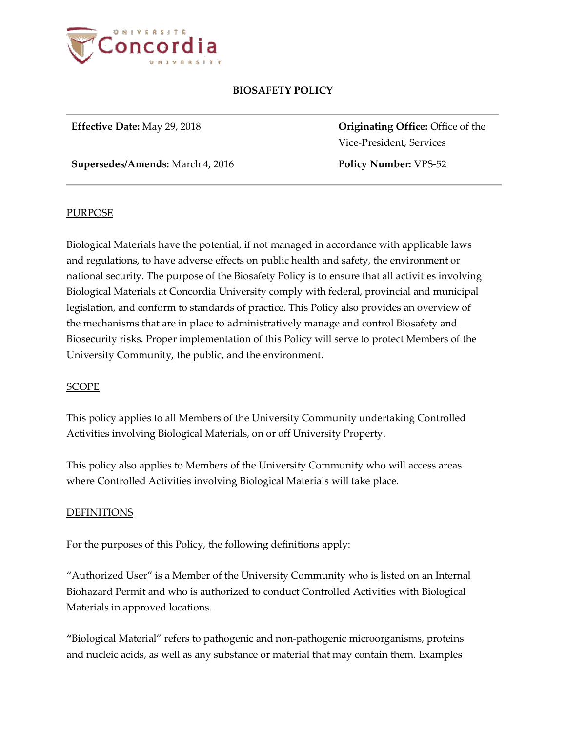# BIOSAFETY POLICY

**Effective Date:** May 29, 2018

**Originating Office:** Office of the Vice-President, Services

**Supersedes/Amends:** March 4, 2016

**Policy Number:** VPS-52

## PURPOSE

Biological Materials have the potential, if not managed in accordance with applicable laws and regulations, to have adverse effects on public health and safety, the environment or national security. The purpose of the Biosafety Policy is to ensure that all activities involving Biological Materials at Concordia University comply with federal, provincial and municipal legislation, and conform to standards of practice. This Policy also provides an overview of the mechanisms that are in place to administratively manage and control Biosafety and Biosecurity risks. Proper implementation of this Policy will serve to protect Members of the University Community, the public, and the environment.

## SCOPE

This policy applies to all Members of the University Community undertaking Controlled Activities involving Biological Materials, on or off University Property.

This policy also applies to Members of the University Community who will access areas where Controlled Activities involving Biological Materials will take place.

## DEFINITIONS

For the purposes of this Policy, the following definitions apply:

"Authorized User" is a Member of the University Community who is listed on an Internal Biohazard Permit and who is authorized to conduct Controlled Activities with Biological Materials in approved locations.

"Biological Material" refers to pathogenic and non-pathogenic microorganisms, proteins and nucleic acids, as well as any substance or material that may contain them. Examples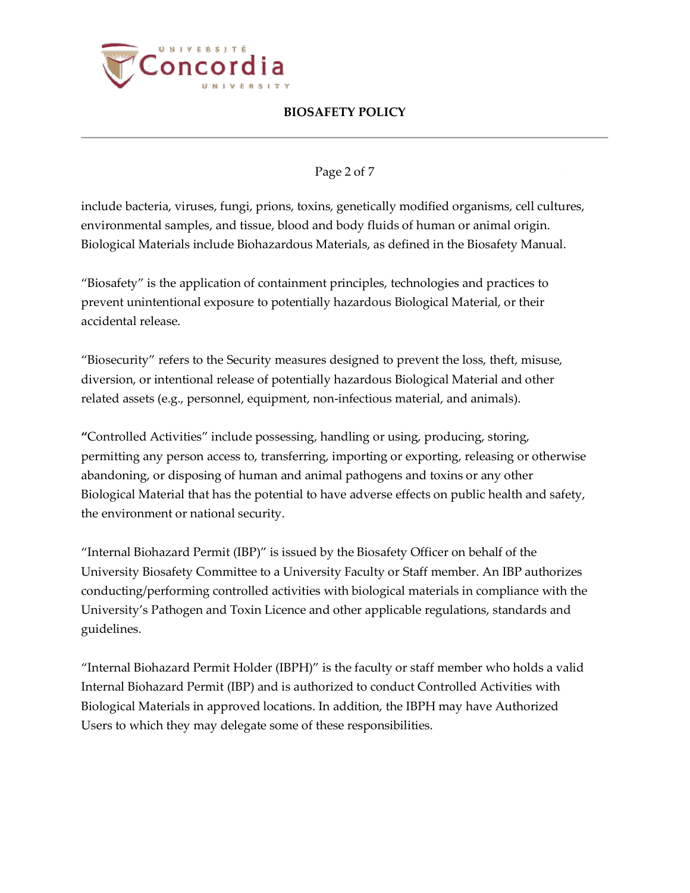include bacteria, viruses, fungi, prions, toxins, genetically modified organisms, cell cultures, environmental samples, and tissue, blood and body fluids of human or animal origin. Biological Materials include Biohazardous Materials, as defined in the Biosafety Manual.

“Biosafety” is the application of containment principles, technologies and practices to prevent unintentional exposure to potentially hazardous Biological Material, or their accidental release.

“Biosecurity” refers to the Security measures designed to prevent the loss, theft, misuse, diversion, or intentional release of potentially hazardous Biological Material and other related assets (e.g., personnel, equipment, non-infectious material, and animals).

“Controlled Activities” include possessing, handling or using, producing, storing, permitting any person access to, transferring, importing or exporting, releasing or otherwise abandoning, or disposing of human and animal pathogens and toxins or any other Biological Material that has the potential to have adverse effects on public health and safety, the environment or national security.

“Internal Biohazard Permit (IBP)” is issued by the Biosafety Officer on behalf of the University Biosafety Committee to a University Faculty or Staff member. An IBP authorizes conducting/performing controlled activities with biological materials in compliance with the University’s Pathogen and Toxin Licence and other applicable regulations, standards and guidelines.

“Internal Biohazard Permit Holder (IBPH)” is the faculty or staff member who holds a valid Internal Biohazard Permit (IBP) and is authorized to conduct Controlled Activities with Biological Materials in approved locations. In addition, the IBPH may have Authorized Users to which they may delegate some of these responsibilities.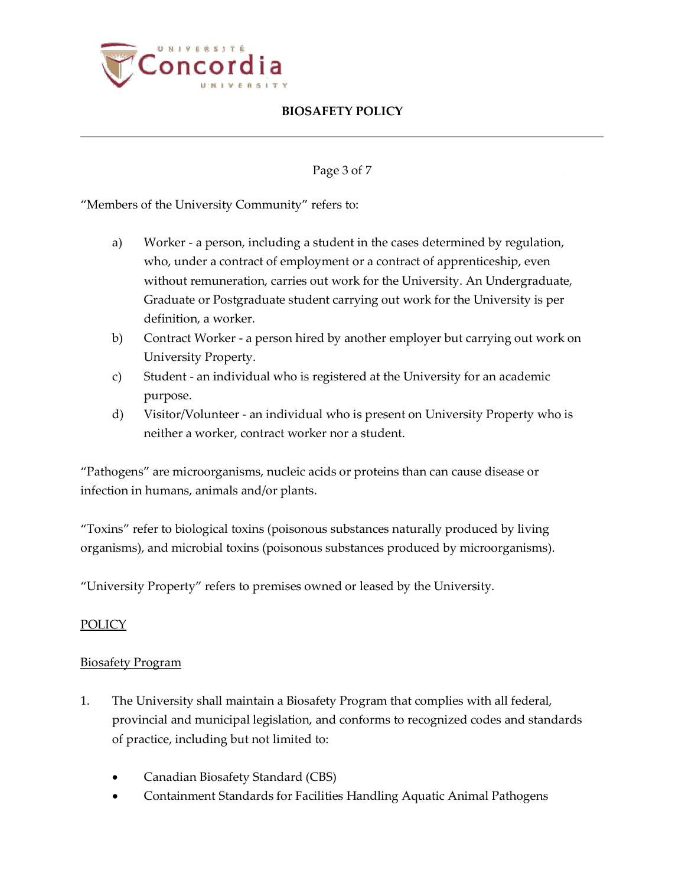“Members of the University Community” refers to:

a) Worker - a person, including a student in the cases determined by regulation, who, under a contract of employment or a contract of apprenticeship, even without remuneration, carries out work for the University. An Undergraduate, Graduate or Postgraduate student carrying out work for the University is per definition, a worker.
b) Contract Worker - a person hired by another employer but carrying out work on University Property.
c) Student - an individual who is registered at the University for an academic purpose.
d) Visitor/Volunteer - an individual who is present on University Property who is neither a worker, contract worker nor a student.

“Pathogens” are microorganisms, nucleic acids or proteins than can cause disease or infection in humans, animals and/or plants.

“Toxins” refer to biological toxins (poisonous substances naturally produced by living organisms), and microbial toxins (poisonous substances produced by microorganisms).

“University Property” refers to premises owned or leased by the University.

<u>POLICY</u>

<u>Biosafety Program</u>

1. The University shall maintain a Biosafety Program that complies with all federal, provincial and municipal legislation, and conforms to recognized codes and standards of practice, including but not limited to:

   - Canadian Biosafety Standard (CBS)
   - Containment Standards for Facilities Handling Aquatic Animal Pathogens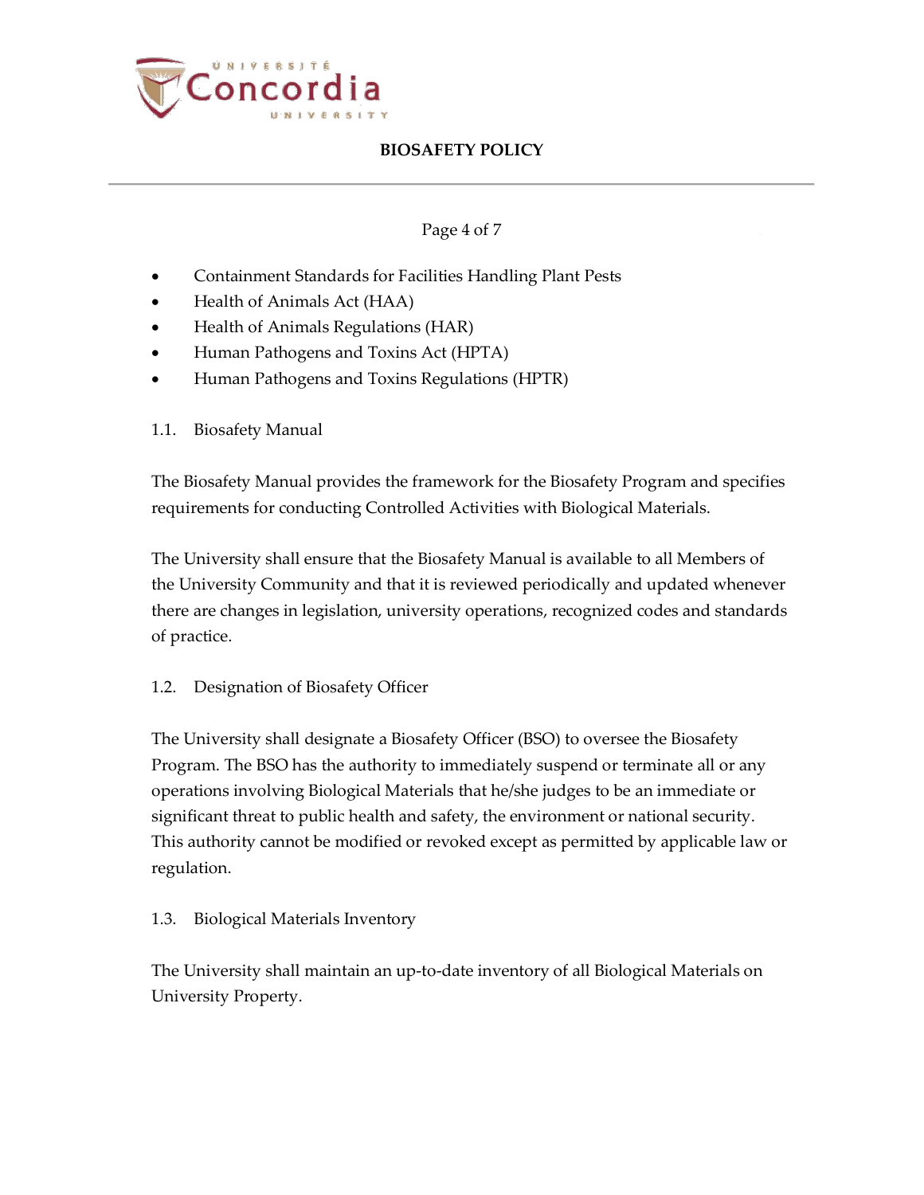- Containment Standards for Facilities Handling Plant Pests
- Health of Animals Act (HAA)
- Health of Animals Regulations (HAR)
- Human Pathogens and Toxins Act (HPTA)
- Human Pathogens and Toxins Regulations (HPTR)

### 1.1. Biosafety Manual

The Biosafety Manual provides the framework for the Biosafety Program and specifies requirements for conducting Controlled Activities with Biological Materials.

The University shall ensure that the Biosafety Manual is available to all Members of the University Community and that it is reviewed periodically and updated whenever there are changes in legislation, university operations, recognized codes and standards of practice.

### 1.2. Designation of Biosafety Officer

The University shall designate a Biosafety Officer (BSO) to oversee the Biosafety Program. The BSO has the authority to immediately suspend or terminate all or any operations involving Biological Materials that he/she judges to be an immediate or significant threat to public health and safety, the environment or national security. This authority cannot be modified or revoked except as permitted by applicable law or regulation.

### 1.3. Biological Materials Inventory

The University shall maintain an up-to-date inventory of all Biological Materials on University Property.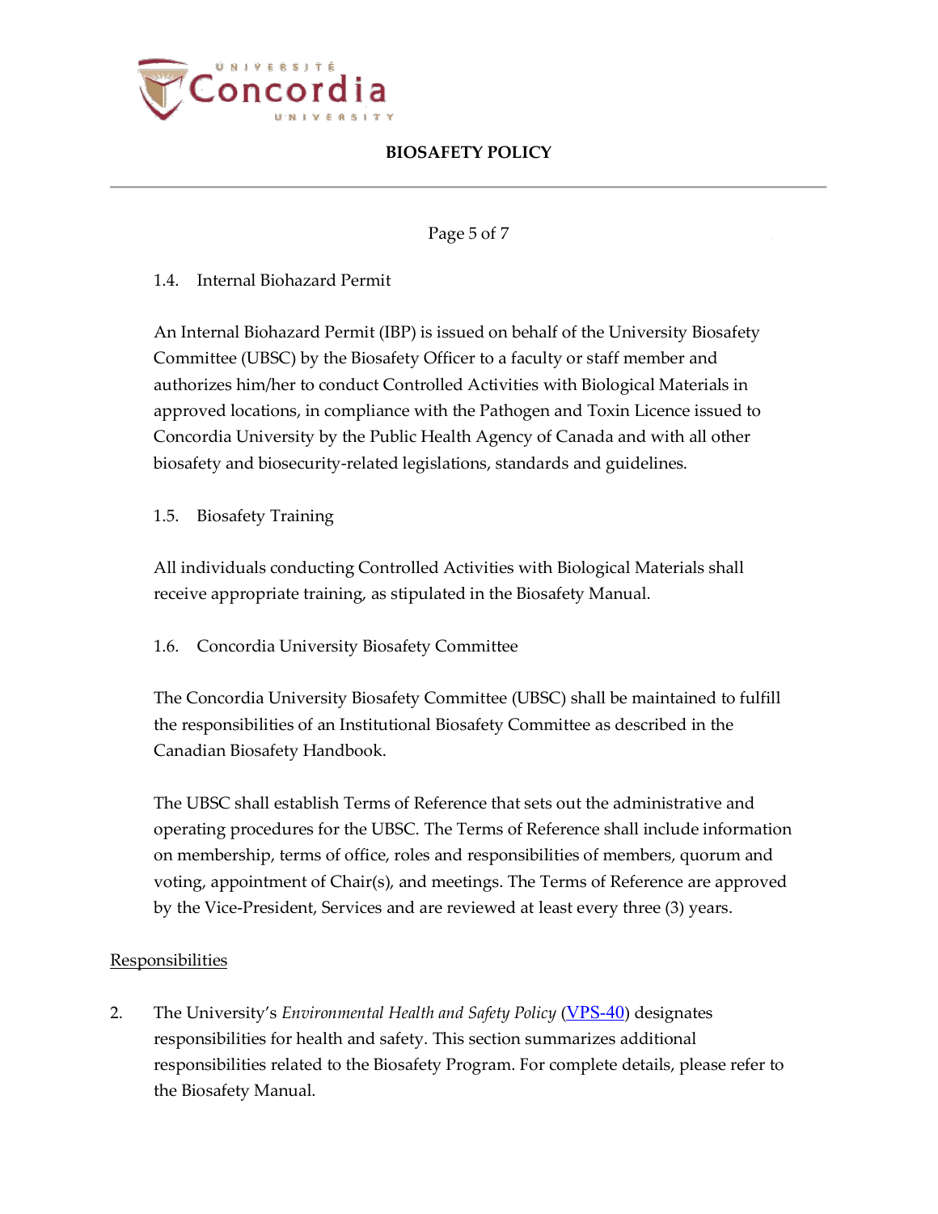1.4. Internal Biohazard Permit

An Internal Biohazard Permit (IBP) is issued on behalf of the University Biosafety Committee (UBSC) by the Biosafety Officer to a faculty or staff member and authorizes him/her to conduct Controlled Activities with Biological Materials in approved locations, in compliance with the Pathogen and Toxin Licence issued to Concordia University by the Public Health Agency of Canada and with all other biosafety and biosecurity-related legislations, standards and guidelines.

1.5. Biosafety Training

All individuals conducting Controlled Activities with Biological Materials shall receive appropriate training, as stipulated in the Biosafety Manual.

1.6. Concordia University Biosafety Committee

The Concordia University Biosafety Committee (UBSC) shall be maintained to fulfill the responsibilities of an Institutional Biosafety Committee as described in the Canadian Biosafety Handbook.

The UBSC shall establish Terms of Reference that sets out the administrative and operating procedures for the UBSC. The Terms of Reference shall include information on membership, terms of office, roles and responsibilities of members, quorum and voting, appointment of Chair(s), and meetings. The Terms of Reference are approved by the Vice-President, Services and are reviewed at least every three (3) years.

## Responsibilities

2. The University's *Environmental Health and Safety Policy* (VPS-40) designates responsibilities for health and safety. This section summarizes additional responsibilities related to the Biosafety Program. For complete details, please refer to the Biosafety Manual.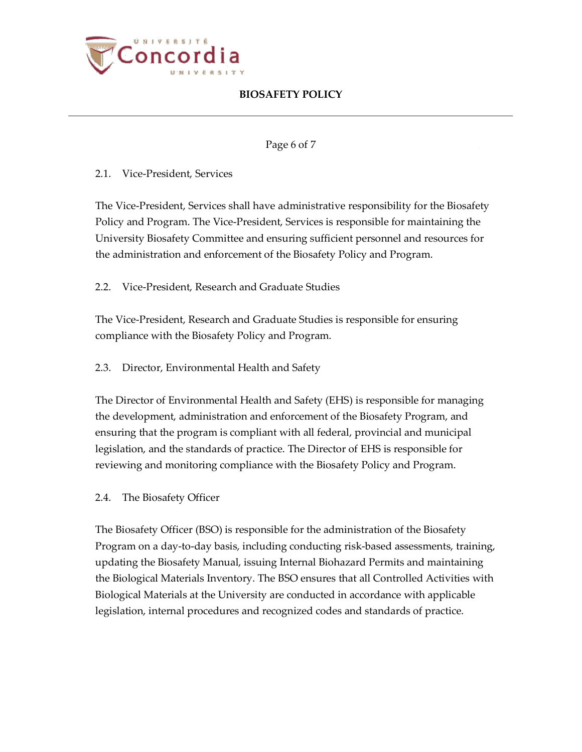### 2.1. Vice-President, Services

The Vice-President, Services shall have administrative responsibility for the Biosafety Policy and Program. The Vice-President, Services is responsible for maintaining the University Biosafety Committee and ensuring sufficient personnel and resources for the administration and enforcement of the Biosafety Policy and Program.

### 2.2. Vice-President, Research and Graduate Studies

The Vice-President, Research and Graduate Studies is responsible for ensuring compliance with the Biosafety Policy and Program.

### 2.3. Director, Environmental Health and Safety

The Director of Environmental Health and Safety (EHS) is responsible for managing the development, administration and enforcement of the Biosafety Program, and ensuring that the program is compliant with all federal, provincial and municipal legislation, and the standards of practice. The Director of EHS is responsible for reviewing and monitoring compliance with the Biosafety Policy and Program.

### 2.4. The Biosafety Officer

The Biosafety Officer (BSO) is responsible for the administration of the Biosafety Program on a day-to-day basis, including conducting risk-based assessments, training, updating the Biosafety Manual, issuing Internal Biohazard Permits and maintaining the Biological Materials Inventory. The BSO ensures that all Controlled Activities with Biological Materials at the University are conducted in accordance with applicable legislation, internal procedures and recognized codes and standards of practice.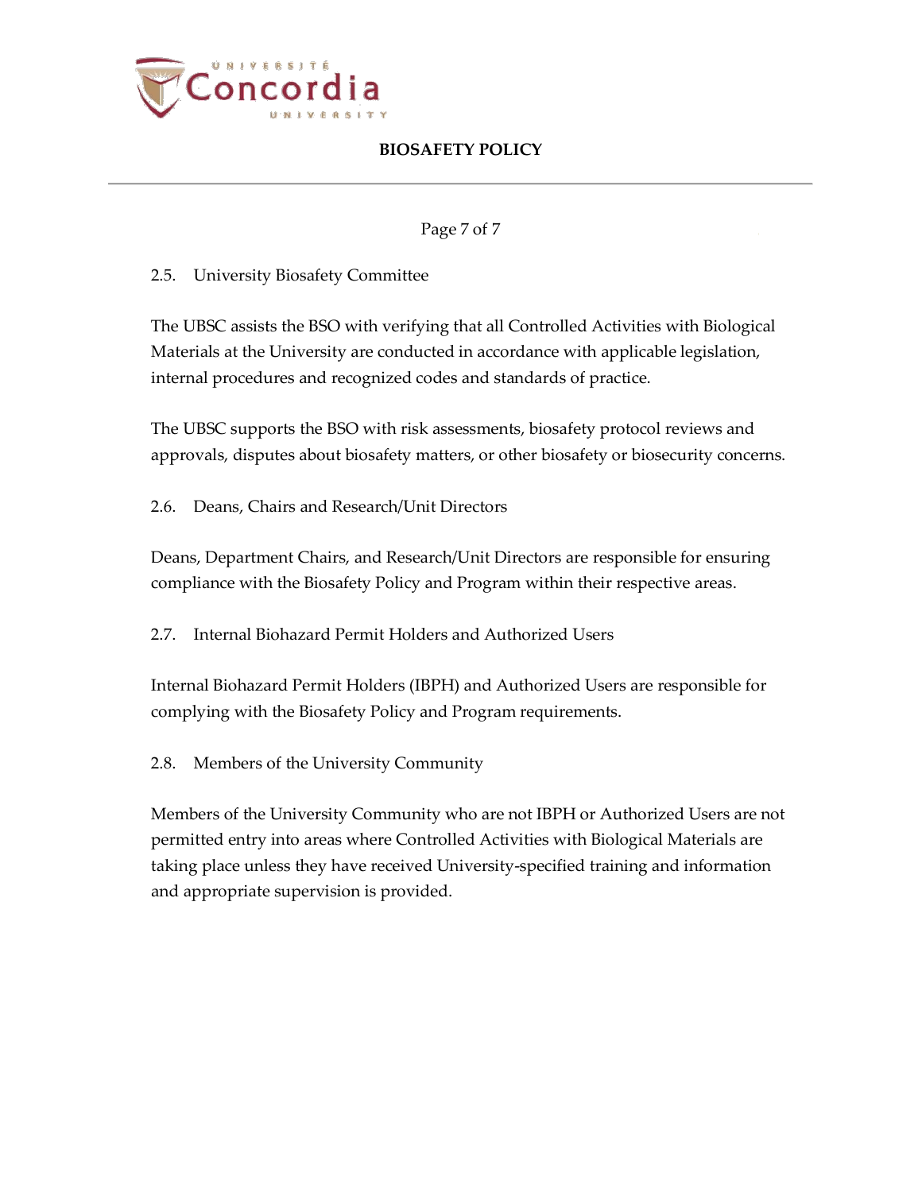### 2.5. University Biosafety Committee

The UBSC assists the BSO with verifying that all Controlled Activities with Biological Materials at the University are conducted in accordance with applicable legislation, internal procedures and recognized codes and standards of practice.

The UBSC supports the BSO with risk assessments, biosafety protocol reviews and approvals, disputes about biosafety matters, or other biosafety or biosecurity concerns.

### 2.6. Deans, Chairs and Research/Unit Directors

Deans, Department Chairs, and Research/Unit Directors are responsible for ensuring compliance with the Biosafety Policy and Program within their respective areas.

### 2.7. Internal Biohazard Permit Holders and Authorized Users

Internal Biohazard Permit Holders (IBPH) and Authorized Users are responsible for complying with the Biosafety Policy and Program requirements.

### 2.8. Members of the University Community

Members of the University Community who are not IBPH or Authorized Users are not permitted entry into areas where Controlled Activities with Biological Materials are taking place unless they have received University-specified training and information and appropriate supervision is provided.